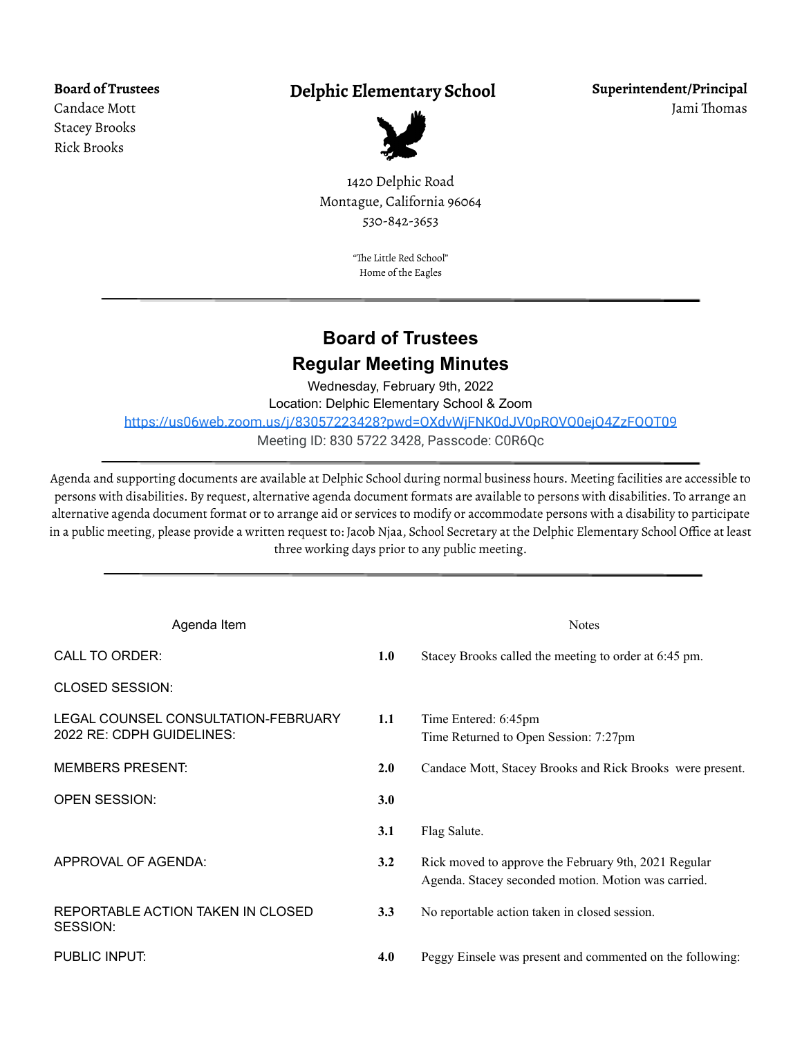**Board of Trustees**
Candace Mott
Stacey Brooks
Rick Brooks

# Delphic Elementary School

1420 Delphic Road
Montague, California 96064
530-842-3653

"The Little Red School"
Home of the Eagles

**Superintendent/Principal**
Jami Thomas

---

## Board of Trustees
## Regular Meeting Minutes

Wednesday, February 9th, 2022
Location: Delphic Elementary School & Zoom
https://us06web.zoom.us/j/83057223428?pwd=OXdvWjFNK0dJV0pROVO0ejO4ZzFOOT09
Meeting ID: 830 5722 3428, Passcode: C0R6Qc

---

Agenda and supporting documents are available at Delphic School during normal business hours. Meeting facilities are accessible to persons with disabilities. By request, alternative agenda document formats are available to persons with disabilities. To arrange an alternative agenda document format or to arrange aid or services to modify or accommodate persons with a disability to participate in a public meeting, please provide a written request to: Jacob Njaa, School Secretary at the Delphic Elementary School Office at least three working days prior to any public meeting.

---

| Agenda Item | | Notes |
|---|---|---|
| CALL TO ORDER: | **1.0** | Stacey Brooks called the meeting to order at 6:45 pm. |
| CLOSED SESSION: | | |
| LEGAL COUNSEL CONSULTATION-FEBRUARY 2022 RE: CDPH GUIDELINES: | **1.1** | Time Entered: 6:45pm<br>Time Returned to Open Session: 7:27pm |
| MEMBERS PRESENT: | **2.0** | Candace Mott, Stacey Brooks and Rick Brooks were present. |
| OPEN SESSION: | **3.0** | |
| | **3.1** | Flag Salute. |
| APPROVAL OF AGENDA: | **3.2** | Rick moved to approve the February 9th, 2021 Regular Agenda. Stacey seconded motion. Motion was carried. |
| REPORTABLE ACTION TAKEN IN CLOSED SESSION: | **3.3** | No reportable action taken in closed session. |
| PUBLIC INPUT: | **4.0** | Peggy Einsele was present and commented on the following: |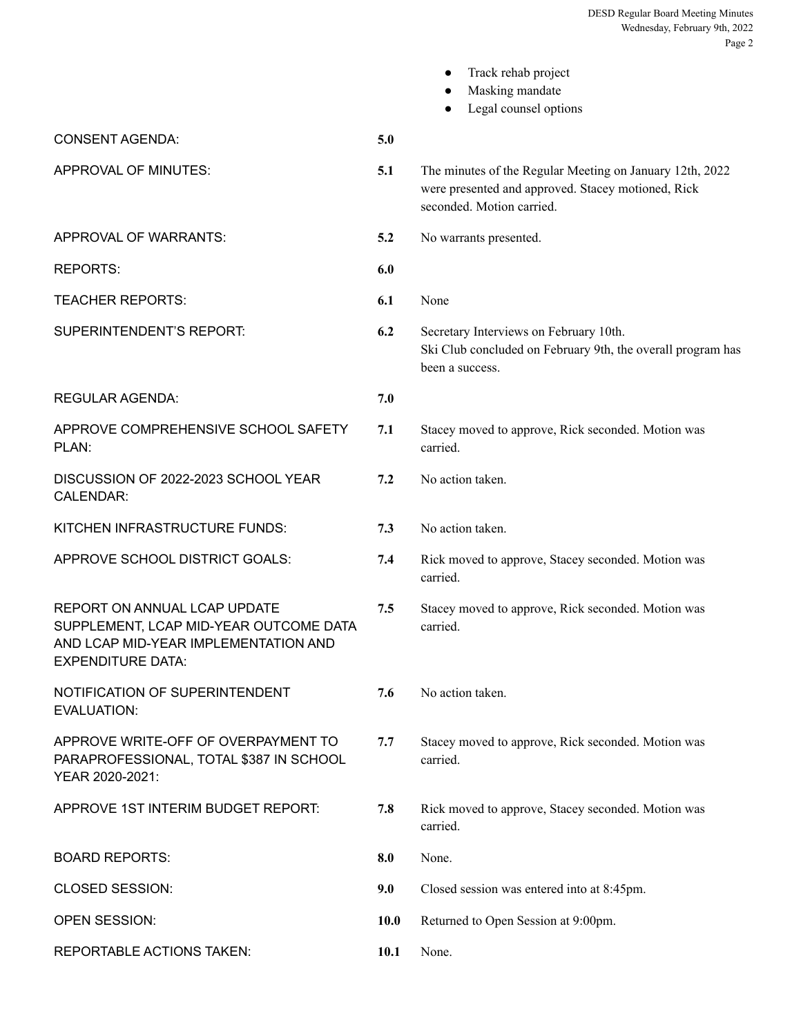- Track rehab project
- Masking mandate
- Legal counsel options

| | | |
|---|---|---|
| CONSENT AGENDA: | **5.0** | |
| APPROVAL OF MINUTES: | **5.1** | The minutes of the Regular Meeting on January 12th, 2022 were presented and approved. Stacey motioned, Rick seconded. Motion carried. |
| APPROVAL OF WARRANTS: | **5.2** | No warrants presented. |
| REPORTS: | **6.0** | |
| TEACHER REPORTS: | **6.1** | None |
| SUPERINTENDENT'S REPORT: | **6.2** | Secretary Interviews on February 10th. Ski Club concluded on February 9th, the overall program has been a success. |
| REGULAR AGENDA: | **7.0** | |
| APPROVE COMPREHENSIVE SCHOOL SAFETY PLAN: | **7.1** | Stacey moved to approve, Rick seconded. Motion was carried. |
| DISCUSSION OF 2022-2023 SCHOOL YEAR CALENDAR: | **7.2** | No action taken. |
| KITCHEN INFRASTRUCTURE FUNDS: | **7.3** | No action taken. |
| APPROVE SCHOOL DISTRICT GOALS: | **7.4** | Rick moved to approve, Stacey seconded. Motion was carried. |
| REPORT ON ANNUAL LCAP UPDATE SUPPLEMENT, LCAP MID-YEAR OUTCOME DATA AND LCAP MID-YEAR IMPLEMENTATION AND EXPENDITURE DATA: | **7.5** | Stacey moved to approve, Rick seconded. Motion was carried. |
| NOTIFICATION OF SUPERINTENDENT EVALUATION: | **7.6** | No action taken. |
| APPROVE WRITE-OFF OF OVERPAYMENT TO PARAPROFESSIONAL, TOTAL $387 IN SCHOOL YEAR 2020-2021: | **7.7** | Stacey moved to approve, Rick seconded. Motion was carried. |
| APPROVE 1ST INTERIM BUDGET REPORT: | **7.8** | Rick moved to approve, Stacey seconded. Motion was carried. |
| BOARD REPORTS: | **8.0** | None. |
| CLOSED SESSION: | **9.0** | Closed session was entered into at 8:45pm. |
| OPEN SESSION: | **10.0** | Returned to Open Session at 9:00pm. |
| REPORTABLE ACTIONS TAKEN: | **10.1** | None. |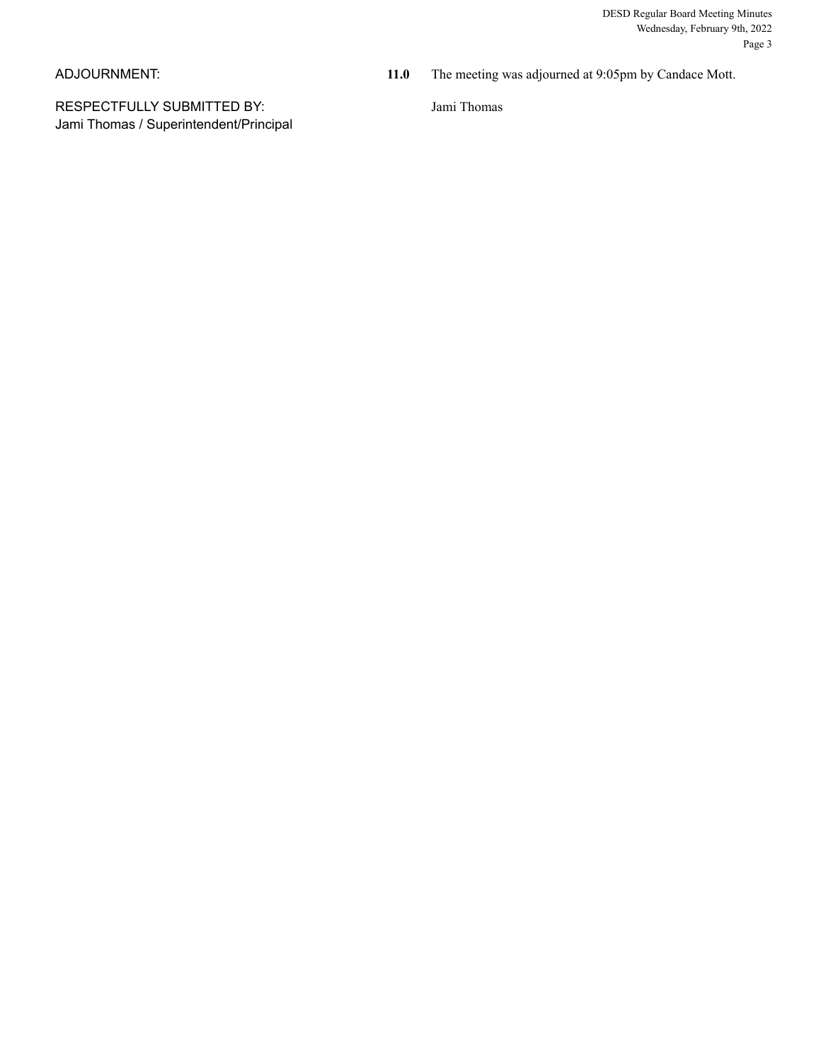ADJOURNMENT: **11.0** The meeting was adjourned at 9:05pm by Candace Mott.

RESPECTFULLY SUBMITTED BY:
Jami Thomas / Superintendent/Principal

Jami Thomas